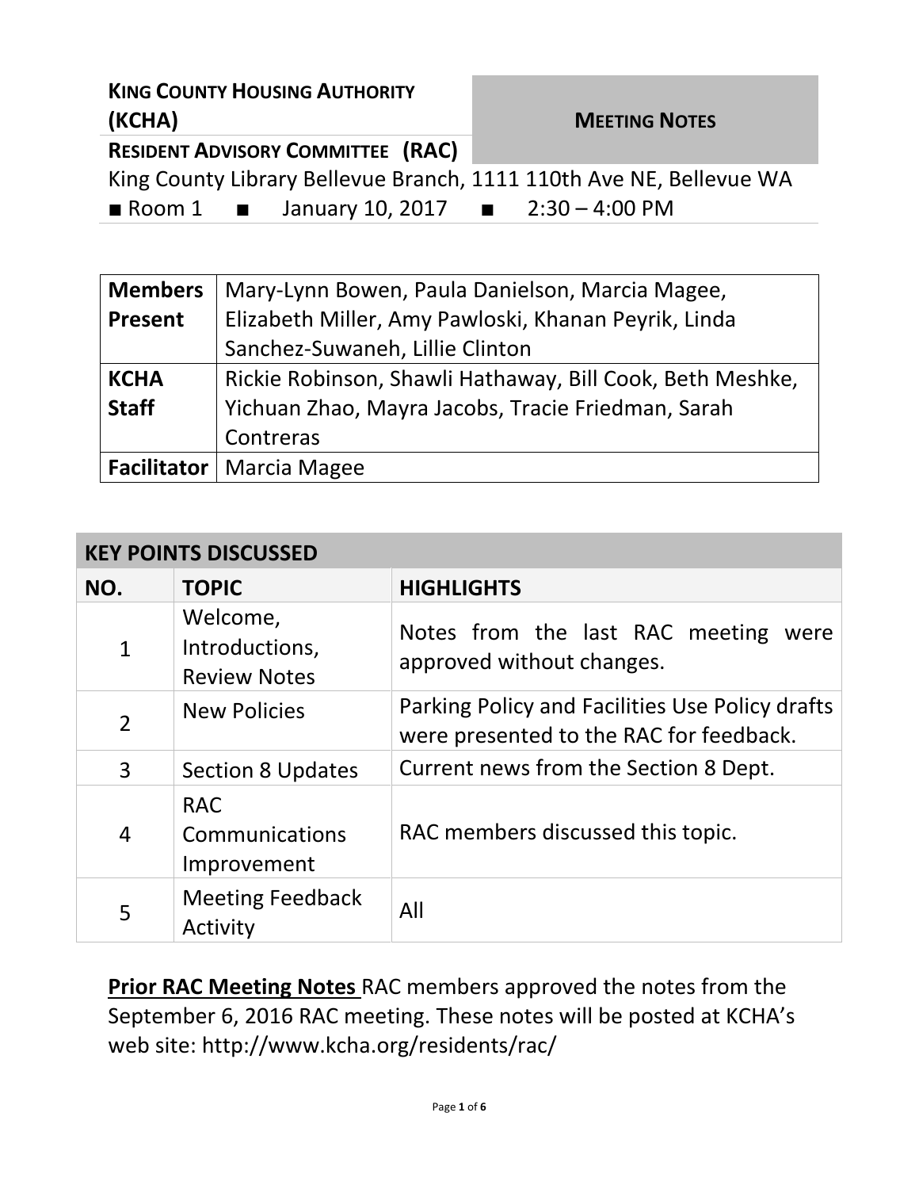**KING COUNTY HOUSING AUTHORITY (KCHA)**

**RESIDENT ADVISORY COMMITTEE (RAC)**

**MEETING NOTES**

King County Library Bellevue Branch, 1111 110th Ave NE, Bellevue WA

■ Room 1 ■ January 10, 2017 ■ 2:30 – 4:00 PM

| | |
|---|---|
| **Members Present** | Mary-Lynn Bowen, Paula Danielson, Marcia Magee, Elizabeth Miller, Amy Pawloski, Khanan Peyrik, Linda Sanchez-Suwaneh, Lillie Clinton |
| **KCHA Staff** | Rickie Robinson, Shawli Hathaway, Bill Cook, Beth Meshke, Yichuan Zhao, Mayra Jacobs, Tracie Friedman, Sarah Contreras |
| **Facilitator** | Marcia Magee |

**KEY POINTS DISCUSSED**

| NO. | TOPIC | HIGHLIGHTS |
|---|---|---|
| 1 | Welcome, Introductions, Review Notes | Notes from the last RAC meeting were approved without changes. |
| 2 | New Policies | Parking Policy and Facilities Use Policy drafts were presented to the RAC for feedback. |
| 3 | Section 8 Updates | Current news from the Section 8 Dept. |
| 4 | RAC Communications Improvement | RAC members discussed this topic. |
| 5 | Meeting Feedback Activity | All |

**Prior RAC Meeting Notes** RAC members approved the notes from the September 6, 2016 RAC meeting. These notes will be posted at KCHA's web site: http://www.kcha.org/residents/rac/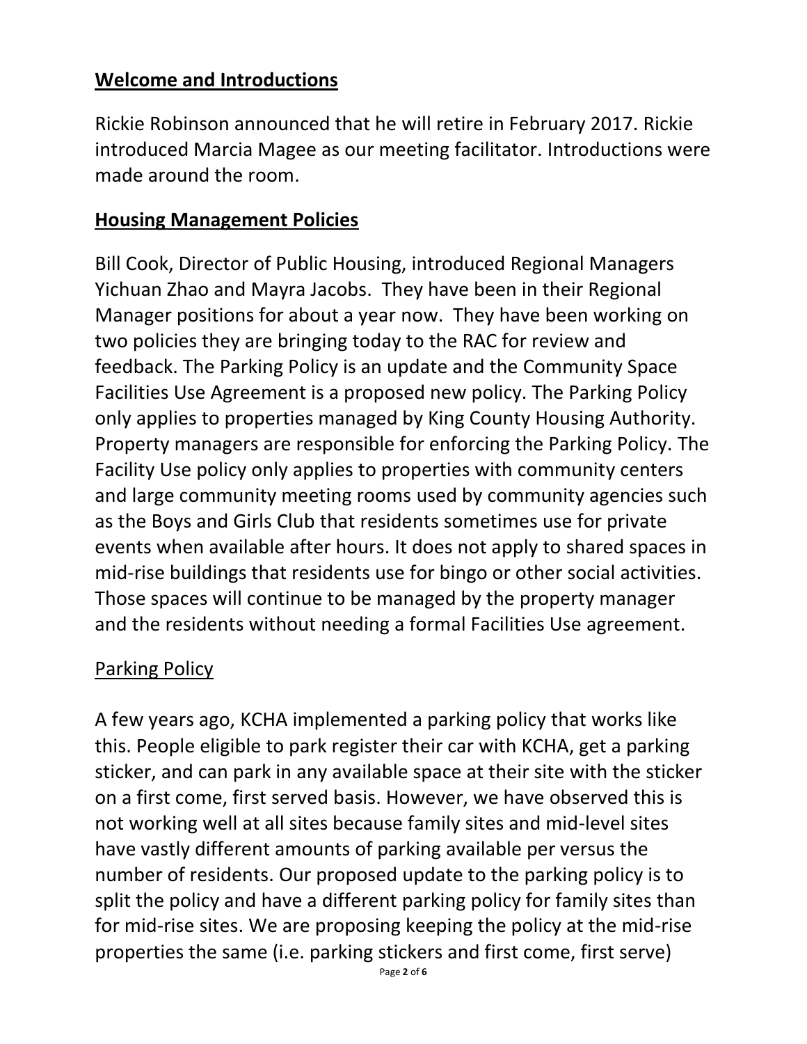## **Welcome and Introductions**

Rickie Robinson announced that he will retire in February 2017. Rickie introduced Marcia Magee as our meeting facilitator. Introductions were made around the room.

## **Housing Management Policies**

Bill Cook, Director of Public Housing, introduced Regional Managers Yichuan Zhao and Mayra Jacobs. They have been in their Regional Manager positions for about a year now. They have been working on two policies they are bringing today to the RAC for review and feedback. The Parking Policy is an update and the Community Space Facilities Use Agreement is a proposed new policy. The Parking Policy only applies to properties managed by King County Housing Authority. Property managers are responsible for enforcing the Parking Policy. The Facility Use policy only applies to properties with community centers and large community meeting rooms used by community agencies such as the Boys and Girls Club that residents sometimes use for private events when available after hours. It does not apply to shared spaces in mid-rise buildings that residents use for bingo or other social activities. Those spaces will continue to be managed by the property manager and the residents without needing a formal Facilities Use agreement.

### Parking Policy

A few years ago, KCHA implemented a parking policy that works like this. People eligible to park register their car with KCHA, get a parking sticker, and can park in any available space at their site with the sticker on a first come, first served basis. However, we have observed this is not working well at all sites because family sites and mid-level sites have vastly different amounts of parking available per versus the number of residents. Our proposed update to the parking policy is to split the policy and have a different parking policy for family sites than for mid-rise sites. We are proposing keeping the policy at the mid-rise properties the same (i.e. parking stickers and first come, first serve)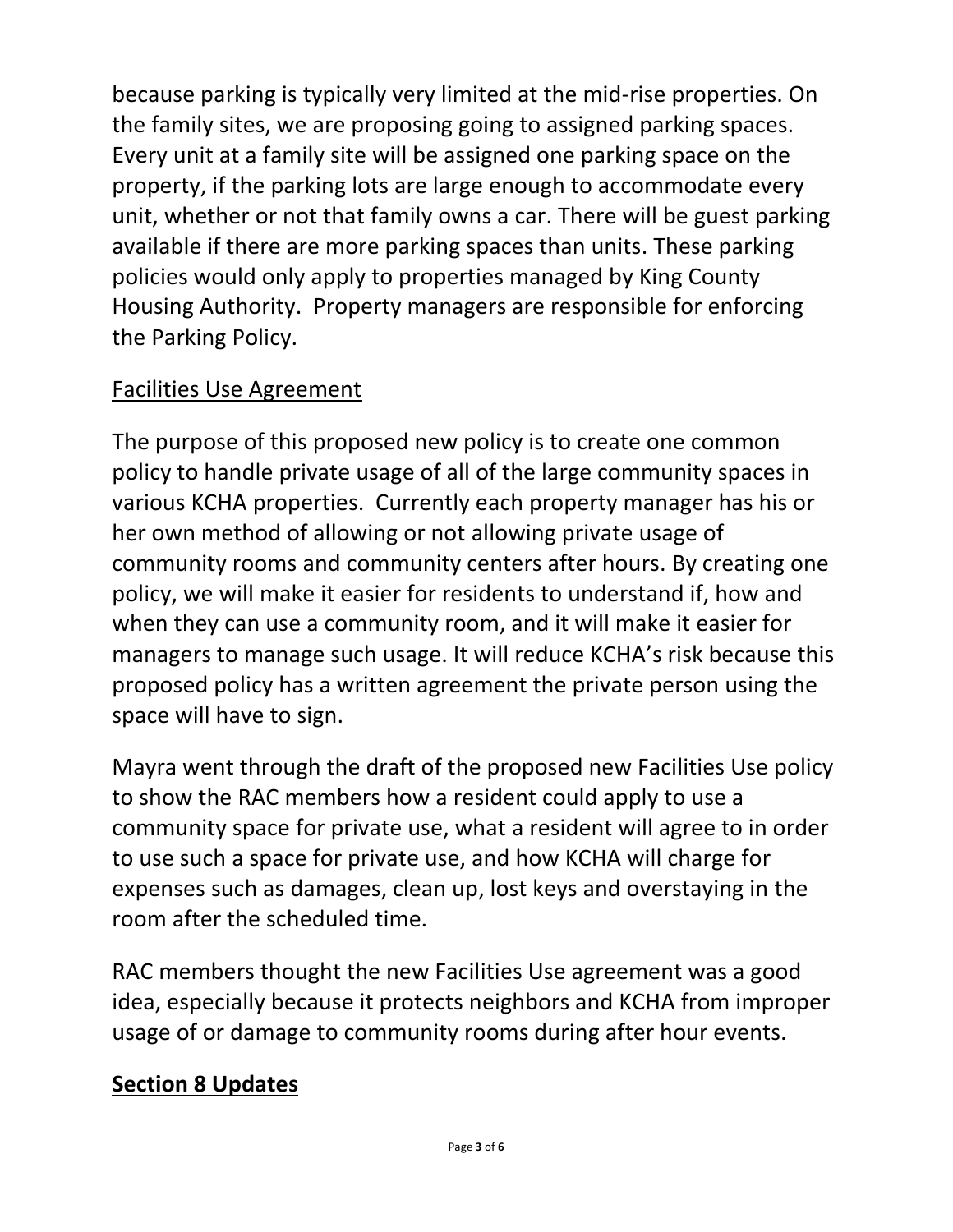because parking is typically very limited at the mid-rise properties. On the family sites, we are proposing going to assigned parking spaces. Every unit at a family site will be assigned one parking space on the property, if the parking lots are large enough to accommodate every unit, whether or not that family owns a car. There will be guest parking available if there are more parking spaces than units. These parking policies would only apply to properties managed by King County Housing Authority. Property managers are responsible for enforcing the Parking Policy.

<u>Facilities Use Agreement</u>

The purpose of this proposed new policy is to create one common policy to handle private usage of all of the large community spaces in various KCHA properties. Currently each property manager has his or her own method of allowing or not allowing private usage of community rooms and community centers after hours. By creating one policy, we will make it easier for residents to understand if, how and when they can use a community room, and it will make it easier for managers to manage such usage. It will reduce KCHA's risk because this proposed policy has a written agreement the private person using the space will have to sign.

Mayra went through the draft of the proposed new Facilities Use policy to show the RAC members how a resident could apply to use a community space for private use, what a resident will agree to in order to use such a space for private use, and how KCHA will charge for expenses such as damages, clean up, lost keys and overstaying in the room after the scheduled time.

RAC members thought the new Facilities Use agreement was a good idea, especially because it protects neighbors and KCHA from improper usage of or damage to community rooms during after hour events.

## Section 8 Updates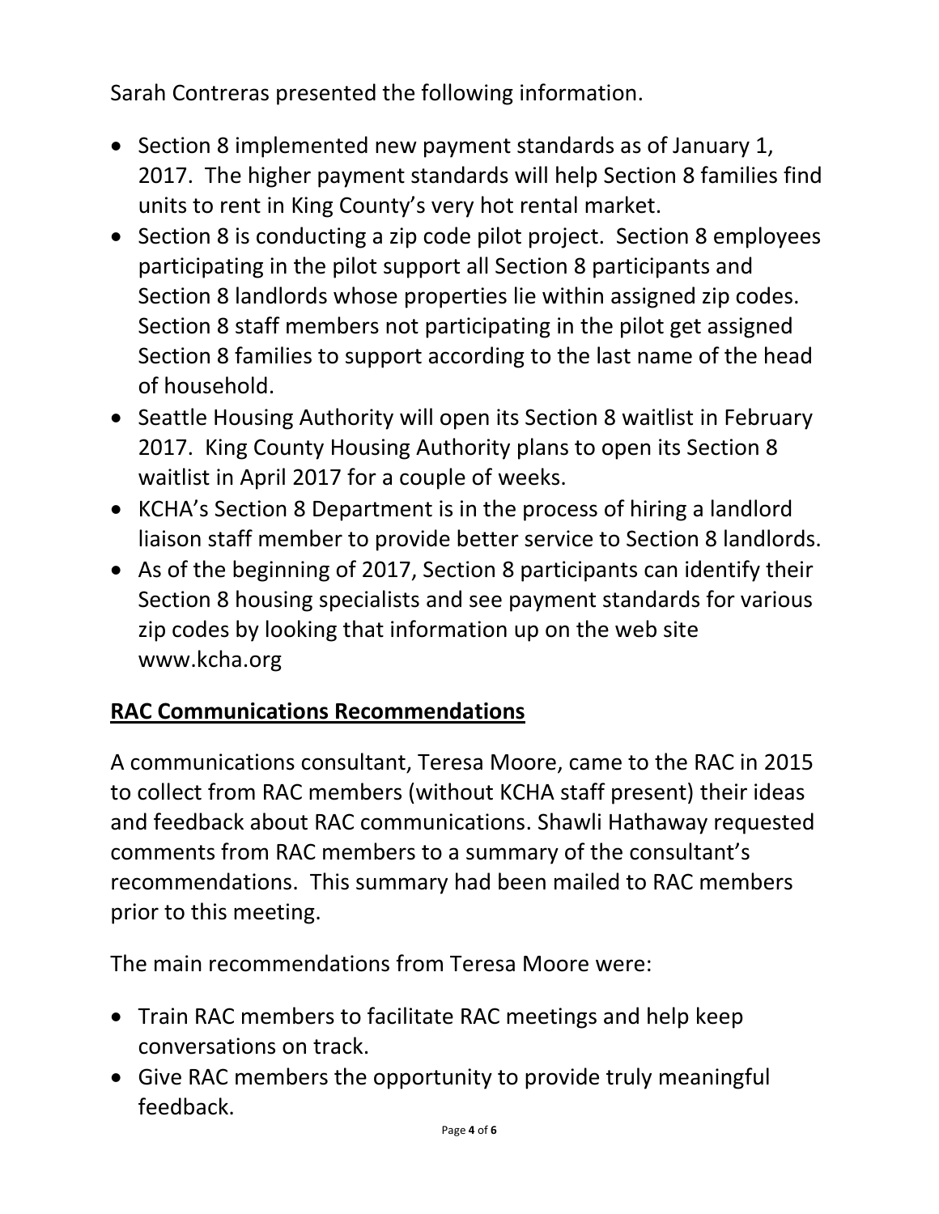Sarah Contreras presented the following information.

- Section 8 implemented new payment standards as of January 1, 2017. The higher payment standards will help Section 8 families find units to rent in King County's very hot rental market.
- Section 8 is conducting a zip code pilot project. Section 8 employees participating in the pilot support all Section 8 participants and Section 8 landlords whose properties lie within assigned zip codes. Section 8 staff members not participating in the pilot get assigned Section 8 families to support according to the last name of the head of household.
- Seattle Housing Authority will open its Section 8 waitlist in February 2017. King County Housing Authority plans to open its Section 8 waitlist in April 2017 for a couple of weeks.
- KCHA's Section 8 Department is in the process of hiring a landlord liaison staff member to provide better service to Section 8 landlords.
- As of the beginning of 2017, Section 8 participants can identify their Section 8 housing specialists and see payment standards for various zip codes by looking that information up on the web site www.kcha.org

## **<u>RAC Communications Recommendations</u>**

A communications consultant, Teresa Moore, came to the RAC in 2015 to collect from RAC members (without KCHA staff present) their ideas and feedback about RAC communications. Shawli Hathaway requested comments from RAC members to a summary of the consultant's recommendations. This summary had been mailed to RAC members prior to this meeting.

The main recommendations from Teresa Moore were:

- Train RAC members to facilitate RAC meetings and help keep conversations on track.
- Give RAC members the opportunity to provide truly meaningful feedback.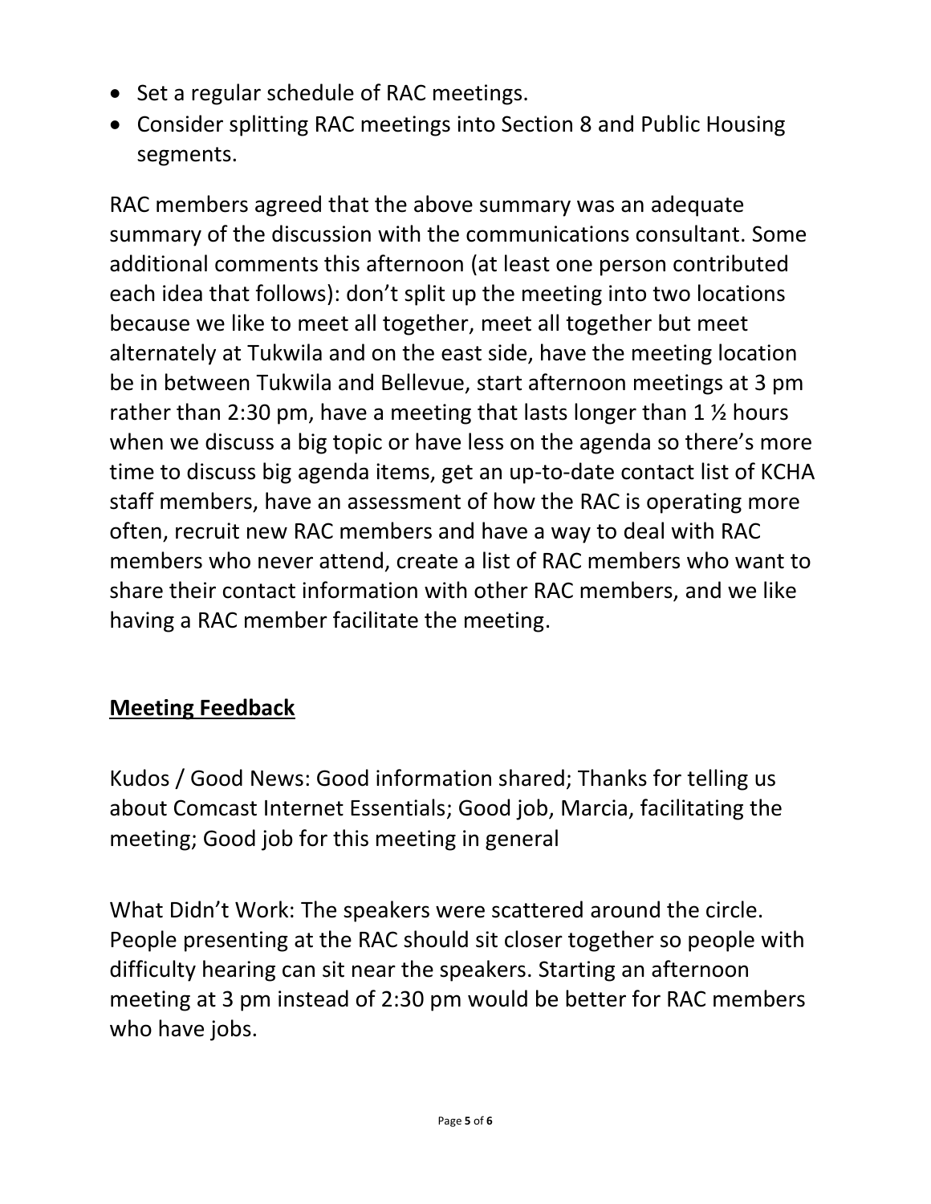- Set a regular schedule of RAC meetings.
- Consider splitting RAC meetings into Section 8 and Public Housing segments.

RAC members agreed that the above summary was an adequate summary of the discussion with the communications consultant. Some additional comments this afternoon (at least one person contributed each idea that follows): don't split up the meeting into two locations because we like to meet all together, meet all together but meet alternately at Tukwila and on the east side, have the meeting location be in between Tukwila and Bellevue, start afternoon meetings at 3 pm rather than 2:30 pm, have a meeting that lasts longer than 1 ½ hours when we discuss a big topic or have less on the agenda so there's more time to discuss big agenda items, get an up-to-date contact list of KCHA staff members, have an assessment of how the RAC is operating more often, recruit new RAC members and have a way to deal with RAC members who never attend, create a list of RAC members who want to share their contact information with other RAC members, and we like having a RAC member facilitate the meeting.

## **Meeting Feedback**

Kudos / Good News: Good information shared; Thanks for telling us about Comcast Internet Essentials; Good job, Marcia, facilitating the meeting; Good job for this meeting in general

What Didn't Work: The speakers were scattered around the circle. People presenting at the RAC should sit closer together so people with difficulty hearing can sit near the speakers. Starting an afternoon meeting at 3 pm instead of 2:30 pm would be better for RAC members who have jobs.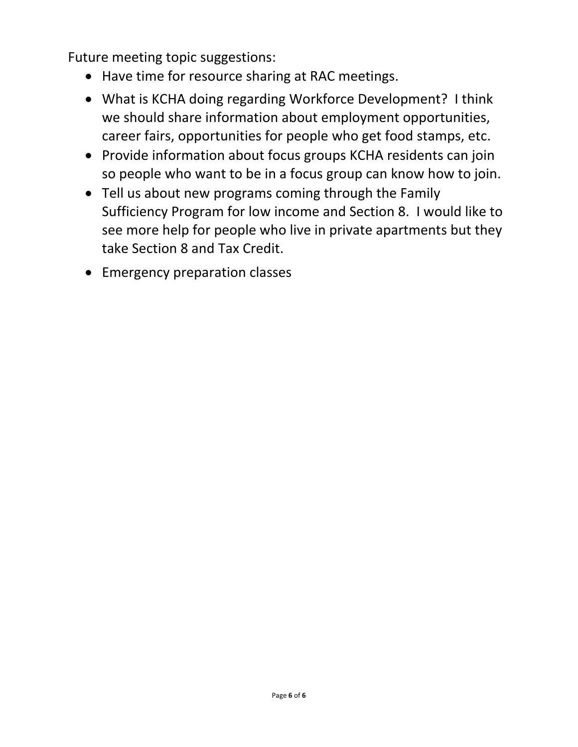Future meeting topic suggestions:

- Have time for resource sharing at RAC meetings.
- What is KCHA doing regarding Workforce Development? I think we should share information about employment opportunities, career fairs, opportunities for people who get food stamps, etc.
- Provide information about focus groups KCHA residents can join so people who want to be in a focus group can know how to join.
- Tell us about new programs coming through the Family Sufficiency Program for low income and Section 8. I would like to see more help for people who live in private apartments but they take Section 8 and Tax Credit.
- Emergency preparation classes